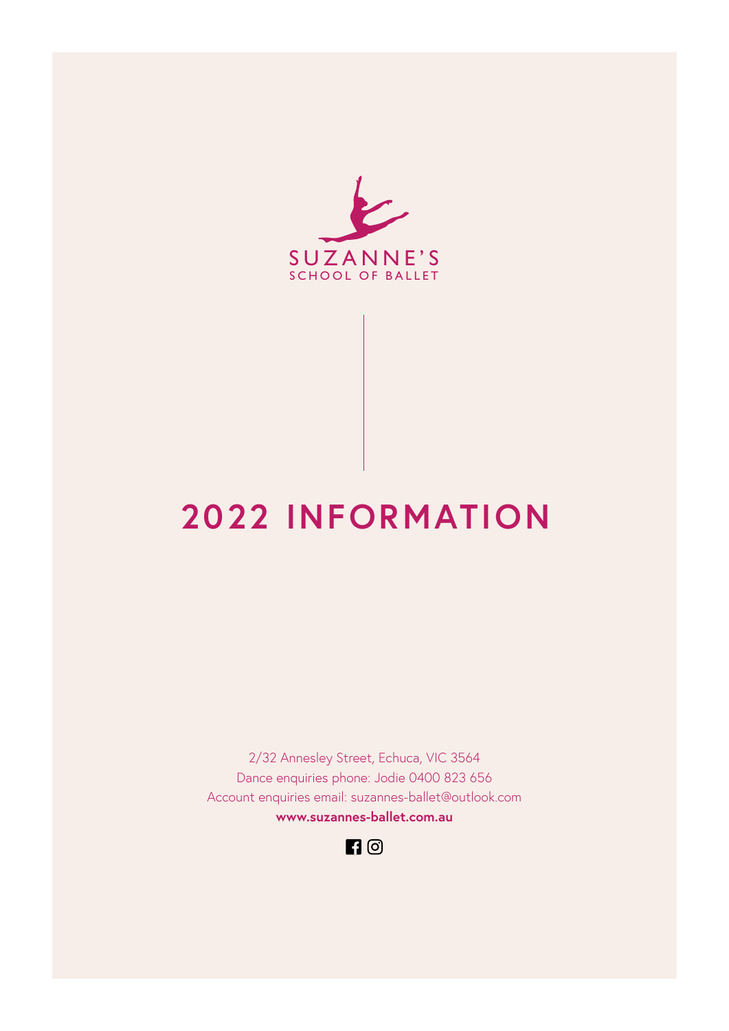SUZANNE'S
SCHOOL OF BALLET

# 2022 INFORMATION

2/32 Annesley Street, Echuca, VIC 3564
Dance enquiries phone: Jodie 0400 823 656
Account enquiries email: suzannes-ballet@outlook.com
**www.suzannes-ballet.com.au**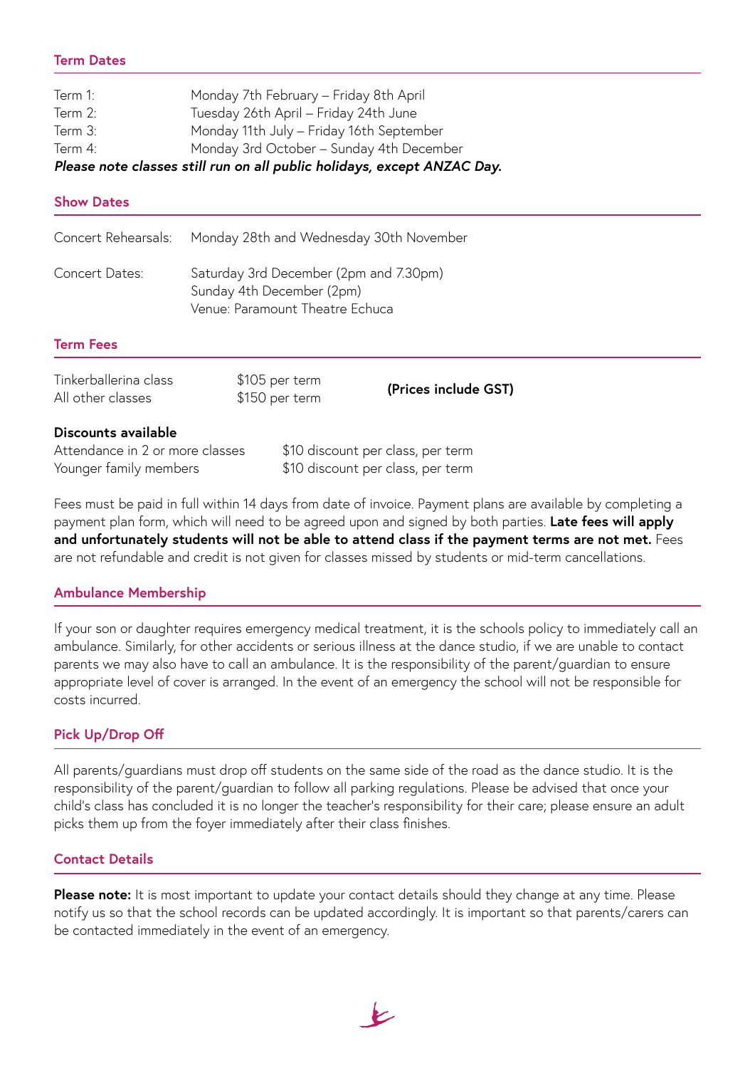## Term Dates

| | |
|---|---|
| Term 1: | Monday 7th February – Friday 8th April |
| Term 2: | Tuesday 26th April – Friday 24th June |
| Term 3: | Monday 11th July – Friday 16th September |
| Term 4: | Monday 3rd October – Sunday 4th December |

***Please note classes still run on all public holidays, except ANZAC Day.***

## Show Dates

Concert Rehearsals: Monday 28th and Wednesday 30th November

Concert Dates: Saturday 3rd December (2pm and 7.30pm)
Sunday 4th December (2pm)
Venue: Paramount Theatre Echuca

## Term Fees

| | |
|---|---|
| Tinkerballerina class | $105 per term |
| All other classes | $150 per term |

**(Prices include GST)**

**Discounts available**

| | |
|---|---|
| Attendance in 2 or more classes | $10 discount per class, per term |
| Younger family members | $10 discount per class, per term |

Fees must be paid in full within 14 days from date of invoice. Payment plans are available by completing a payment plan form, which will need to be agreed upon and signed by both parties. **Late fees will apply and unfortunately students will not be able to attend class if the payment terms are not met.** Fees are not refundable and credit is not given for classes missed by students or mid-term cancellations.

## Ambulance Membership

If your son or daughter requires emergency medical treatment, it is the schools policy to immediately call an ambulance. Similarly, for other accidents or serious illness at the dance studio, if we are unable to contact parents we may also have to call an ambulance. It is the responsibility of the parent/guardian to ensure appropriate level of cover is arranged. In the event of an emergency the school will not be responsible for costs incurred.

## Pick Up/Drop Off

All parents/guardians must drop off students on the same side of the road as the dance studio. It is the responsibility of the parent/guardian to follow all parking regulations. Please be advised that once your child's class has concluded it is no longer the teacher's responsibility for their care; please ensure an adult picks them up from the foyer immediately after their class finishes.

## Contact Details

**Please note:** It is most important to update your contact details should they change at any time. Please notify us so that the school records can be updated accordingly. It is important so that parents/carers can be contacted immediately in the event of an emergency.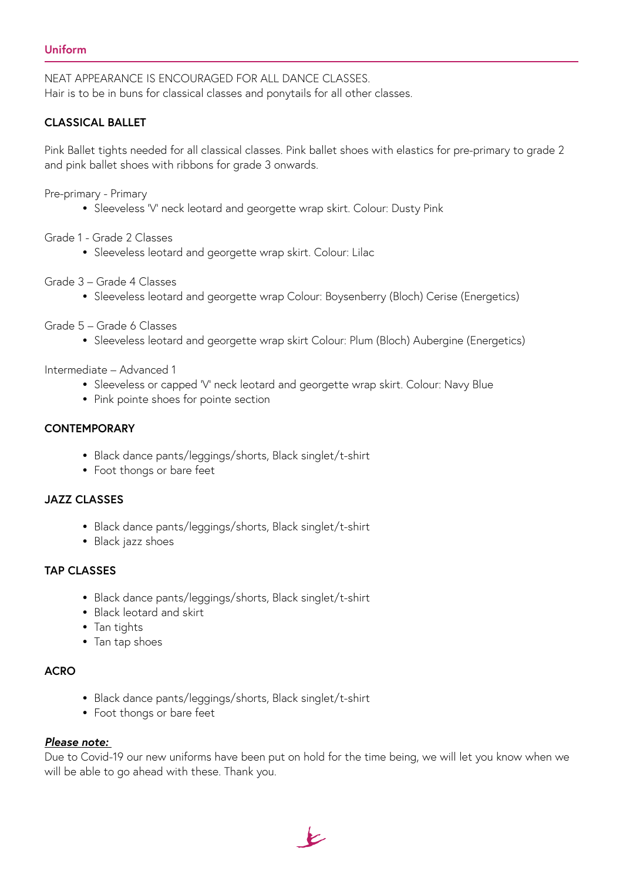## Uniform

NEAT APPEARANCE IS ENCOURAGED FOR ALL DANCE CLASSES.
Hair is to be in buns for classical classes and ponytails for all other classes.

### CLASSICAL BALLET

Pink Ballet tights needed for all classical classes. Pink ballet shoes with elastics for pre-primary to grade 2 and pink ballet shoes with ribbons for grade 3 onwards.

Pre-primary - Primary

- Sleeveless 'V' neck leotard and georgette wrap skirt. Colour: Dusty Pink

Grade 1 - Grade 2 Classes

- Sleeveless leotard and georgette wrap skirt. Colour: Lilac

Grade 3 – Grade 4 Classes

- Sleeveless leotard and georgette wrap Colour: Boysenberry (Bloch) Cerise (Energetics)

Grade 5 – Grade 6 Classes

- Sleeveless leotard and georgette wrap skirt Colour: Plum (Bloch) Aubergine (Energetics)

Intermediate – Advanced 1

- Sleeveless or capped 'V' neck leotard and georgette wrap skirt. Colour: Navy Blue
- Pink pointe shoes for pointe section

### CONTEMPORARY

- Black dance pants/leggings/shorts, Black singlet/t-shirt
- Foot thongs or bare feet

### JAZZ CLASSES

- Black dance pants/leggings/shorts, Black singlet/t-shirt
- Black jazz shoes

### TAP CLASSES

- Black dance pants/leggings/shorts, Black singlet/t-shirt
- Black leotard and skirt
- Tan tights
- Tan tap shoes

### ACRO

- Black dance pants/leggings/shorts, Black singlet/t-shirt
- Foot thongs or bare feet

***Please note:***
Due to Covid-19 our new uniforms have been put on hold for the time being, we will let you know when we will be able to go ahead with these. Thank you.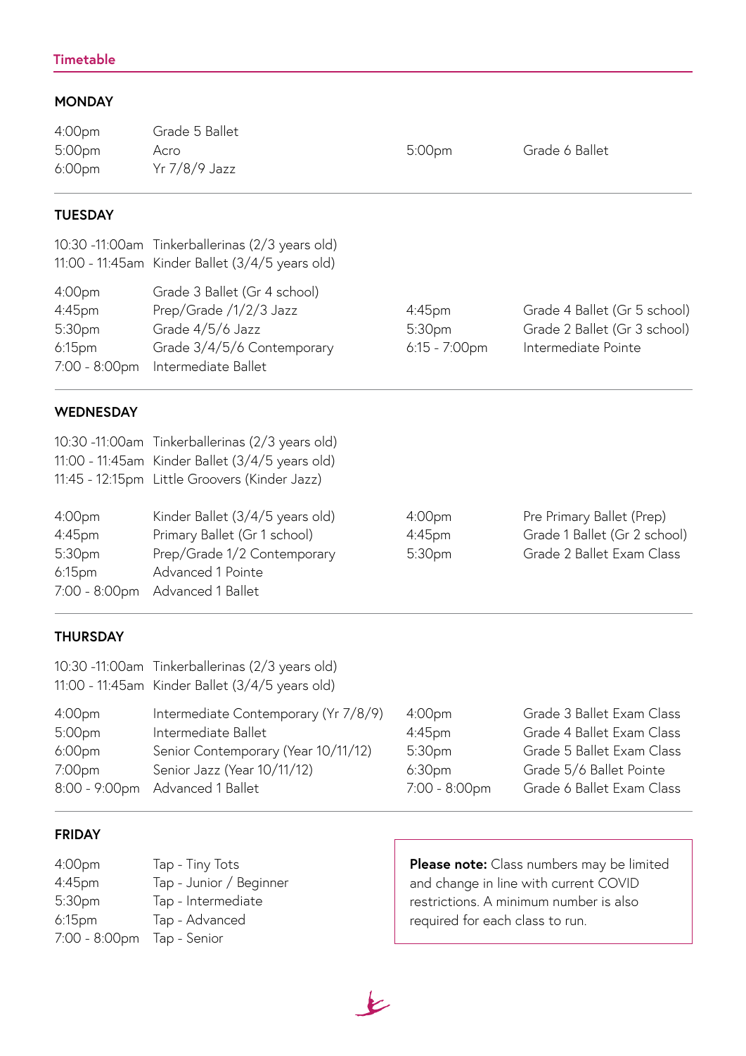## Timetable

### MONDAY

| Time | Class | Time | Class |
|---|---|---|---|
| 4:00pm | Grade 5 Ballet | | |
| 5:00pm | Acro | 5:00pm | Grade 6 Ballet |
| 6:00pm | Yr 7/8/9 Jazz | | |

### TUESDAY

| Time | Class | Time | Class |
|---|---|---|---|
| 10:30 -11:00am | Tinkerballerinas (2/3 years old) | | |
| 11:00 - 11:45am | Kinder Ballet (3/4/5 years old) | | |
| 4:00pm | Grade 3 Ballet (Gr 4 school) | | |
| 4:45pm | Prep/Grade /1/2/3 Jazz | 4:45pm | Grade 4 Ballet (Gr 5 school) |
| 5:30pm | Grade 4/5/6 Jazz | 5:30pm | Grade 2 Ballet (Gr 3 school) |
| 6:15pm | Grade 3/4/5/6 Contemporary | 6:15 - 7:00pm | Intermediate Pointe |
| 7:00 - 8:00pm | Intermediate Ballet | | |

### WEDNESDAY

| Time | Class | Time | Class |
|---|---|---|---|
| 10:30 -11:00am | Tinkerballerinas (2/3 years old) | | |
| 11:00 - 11:45am | Kinder Ballet (3/4/5 years old) | | |
| 11:45 - 12:15pm | Little Groovers (Kinder Jazz) | | |
| 4:00pm | Kinder Ballet (3/4/5 years old) | 4:00pm | Pre Primary Ballet (Prep) |
| 4:45pm | Primary Ballet (Gr 1 school) | 4:45pm | Grade 1 Ballet (Gr 2 school) |
| 5:30pm | Prep/Grade 1/2 Contemporary | 5:30pm | Grade 2 Ballet Exam Class |
| 6:15pm | Advanced 1 Pointe | | |
| 7:00 - 8:00pm | Advanced 1 Ballet | | |

### THURSDAY

| Time | Class | Time | Class |
|---|---|---|---|
| 10:30 -11:00am | Tinkerballerinas (2/3 years old) | | |
| 11:00 - 11:45am | Kinder Ballet (3/4/5 years old) | | |
| 4:00pm | Intermediate Contemporary (Yr 7/8/9) | 4:00pm | Grade 3 Ballet Exam Class |
| 5:00pm | Intermediate Ballet | 4:45pm | Grade 4 Ballet Exam Class |
| 6:00pm | Senior Contemporary (Year 10/11/12) | 5:30pm | Grade 5 Ballet Exam Class |
| 7:00pm | Senior Jazz (Year 10/11/12) | 6:30pm | Grade 5/6 Ballet Pointe |
| 8:00 - 9:00pm | Advanced 1 Ballet | 7:00 - 8:00pm | Grade 6 Ballet Exam Class |

### FRIDAY

| Time | Class |
|---|---|
| 4:00pm | Tap - Tiny Tots |
| 4:45pm | Tap - Junior / Beginner |
| 5:30pm | Tap - Intermediate |
| 6:15pm | Tap - Advanced |
| 7:00 - 8:00pm | Tap - Senior |

**Please note:** Class numbers may be limited and change in line with current COVID restrictions. A minimum number is also required for each class to run.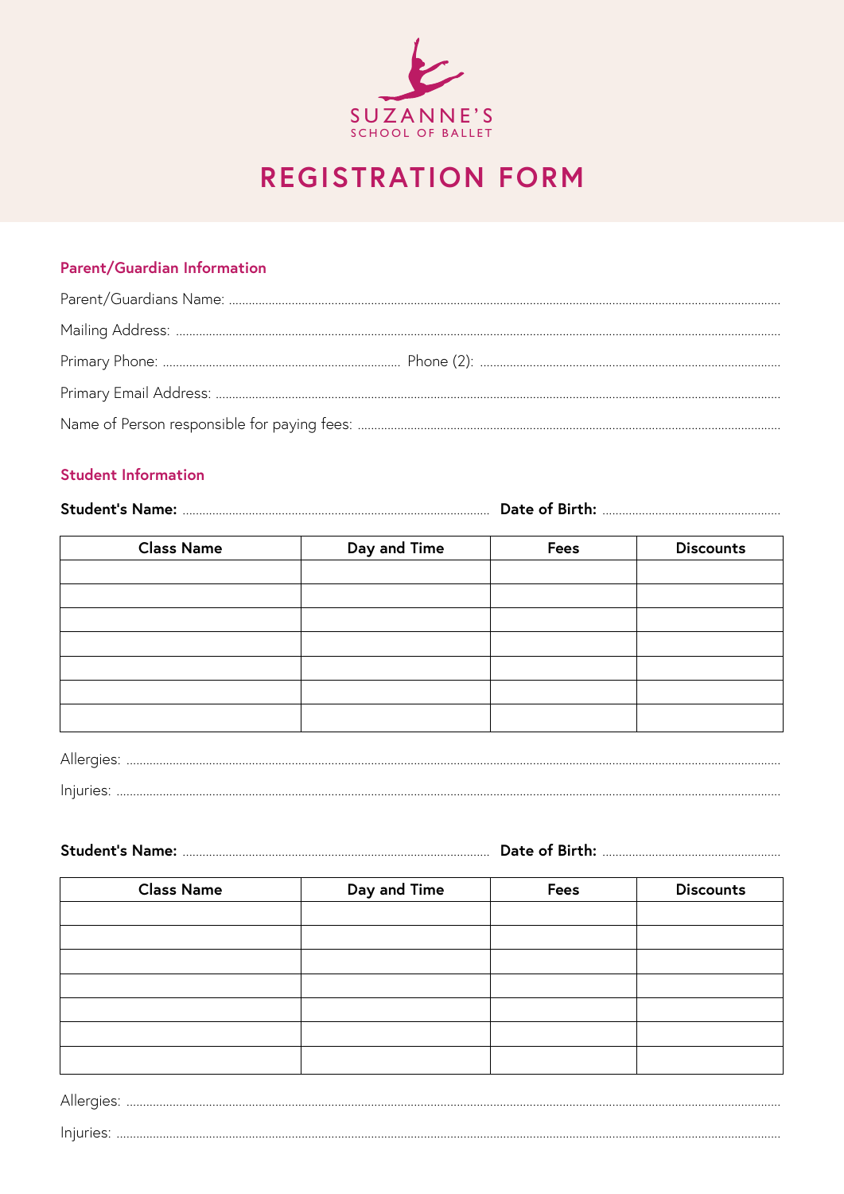SUZANNE'S

SCHOOL OF BALLET

# REGISTRATION FORM

## Parent/Guardian Information

Parent/Guardians Name: ..........................................................................................

Mailing Address: ..........................................................................................

Primary Phone: .......................................... Phone (2): ..........................................

Primary Email Address: ..........................................................................................

Name of Person responsible for paying fees: ..........................................................................................

## Student Information

**Student's Name:** .......................................... **Date of Birth:** ..........................................

| Class Name | Day and Time | Fees | Discounts |
|---|---|---|---|
| | | | |
| | | | |
| | | | |
| | | | |
| | | | |
| | | | |
| | | | |

Allergies: ..........................................................................................

Injuries: ..........................................................................................

**Student's Name:** .......................................... **Date of Birth:** ..........................................

| Class Name | Day and Time | Fees | Discounts |
|---|---|---|---|
| | | | |
| | | | |
| | | | |
| | | | |
| | | | |
| | | | |
| | | | |

Allergies: ..........................................................................................

Injuries: ..........................................................................................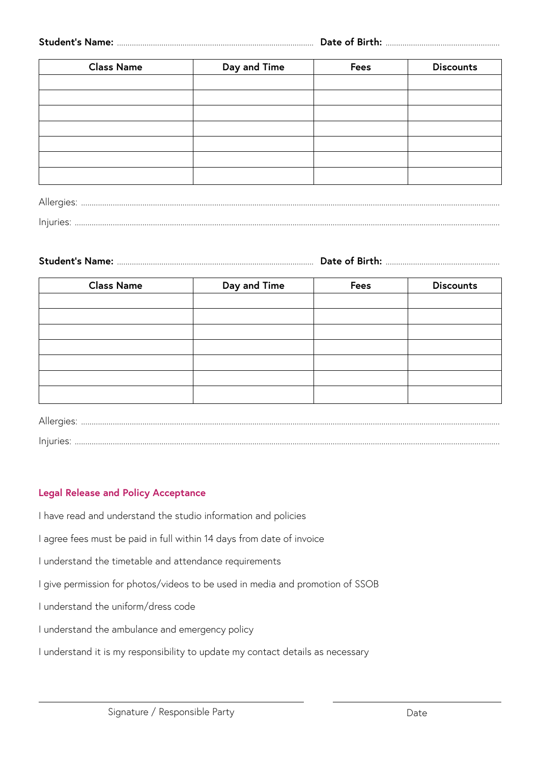**Student's Name:** ........................................................................................ **Date of Birth:** ....................................................

| Class Name | Day and Time | Fees | Discounts |
|---|---|---|---|
| | | | |
| | | | |
| | | | |
| | | | |
| | | | |
| | | | |
| | | | |

Allergies: ....................................................................................................................................................................................

Injuries: ....................................................................................................................................................................................

**Student's Name:** ........................................................................................ **Date of Birth:** ....................................................

| Class Name | Day and Time | Fees | Discounts |
|---|---|---|---|
| | | | |
| | | | |
| | | | |
| | | | |
| | | | |
| | | | |
| | | | |

Allergies: ....................................................................................................................................................................................

Injuries: ....................................................................................................................................................................................

## Legal Release and Policy Acceptance

I have read and understand the studio information and policies

I agree fees must be paid in full within 14 days from date of invoice

I understand the timetable and attendance requirements

I give permission for photos/videos to be used in media and promotion of SSOB

I understand the uniform/dress code

I understand the ambulance and emergency policy

I understand it is my responsibility to update my contact details as necessary

_______________________________________ _______________________

Signature / Responsible Party Date